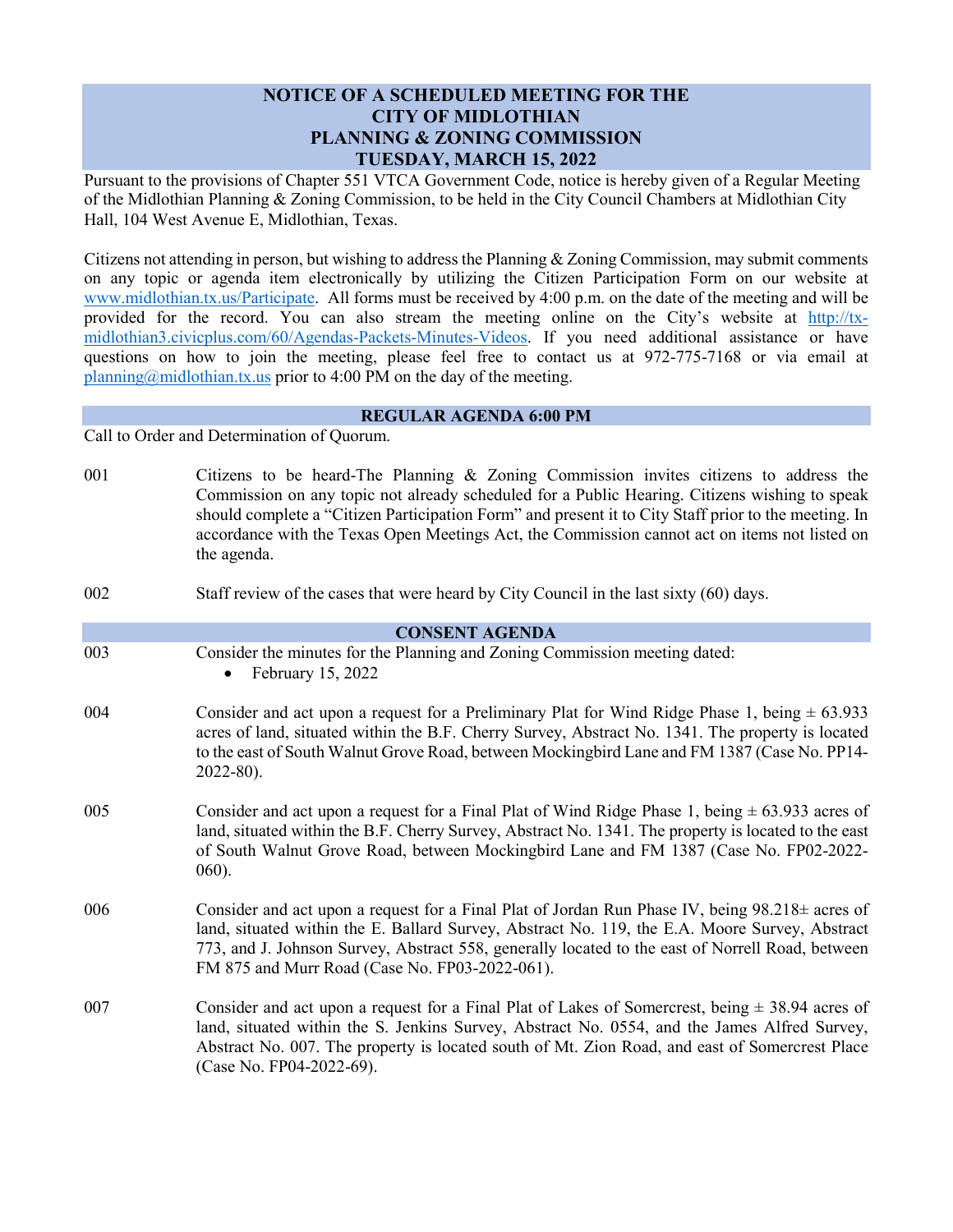# NOTICE OF A SCHEDULED MEETING FOR THE CITY OF MIDLOTHIAN PLANNING & ZONING COMMISSION TUESDAY, MARCH 15, 2022

Pursuant to the provisions of Chapter 551 VTCA Government Code, notice is hereby given of a Regular Meeting of the Midlothian Planning & Zoning Commission, to be held in the City Council Chambers at Midlothian City Hall, 104 West Avenue E, Midlothian, Texas.

Citizens not attending in person, but wishing to address the Planning & Zoning Commission, may submit comments on any topic or agenda item electronically by utilizing the Citizen Participation Form on our website at www.midlothian.tx.us/Participate. All forms must be received by 4:00 p.m. on the date of the meeting and will be provided for the record. You can also stream the meeting online on the City's website at http://tx-midlothian3.civicplus.com/60/Agendas-Packets-Minutes-Videos. If you need additional assistance or have questions on how to join the meeting, please feel free to contact us at 972-775-7168 or via email at planning@midlothian.tx.us prior to 4:00 PM on the day of the meeting.

## REGULAR AGENDA 6:00 PM

Call to Order and Determination of Quorum.

001 Citizens to be heard-The Planning & Zoning Commission invites citizens to address the Commission on any topic not already scheduled for a Public Hearing. Citizens wishing to speak should complete a "Citizen Participation Form" and present it to City Staff prior to the meeting. In accordance with the Texas Open Meetings Act, the Commission cannot act on items not listed on the agenda.

002 Staff review of the cases that were heard by City Council in the last sixty (60) days.

## CONSENT AGENDA

003 Consider the minutes for the Planning and Zoning Commission meeting dated:

- February 15, 2022

004 Consider and act upon a request for a Preliminary Plat for Wind Ridge Phase 1, being ± 63.933 acres of land, situated within the B.F. Cherry Survey, Abstract No. 1341. The property is located to the east of South Walnut Grove Road, between Mockingbird Lane and FM 1387 (Case No. PP14-2022-80).

005 Consider and act upon a request for a Final Plat of Wind Ridge Phase 1, being ± 63.933 acres of land, situated within the B.F. Cherry Survey, Abstract No. 1341. The property is located to the east of South Walnut Grove Road, between Mockingbird Lane and FM 1387 (Case No. FP02-2022-060).

006 Consider and act upon a request for a Final Plat of Jordan Run Phase IV, being 98.218± acres of land, situated within the E. Ballard Survey, Abstract No. 119, the E.A. Moore Survey, Abstract 773, and J. Johnson Survey, Abstract 558, generally located to the east of Norrell Road, between FM 875 and Murr Road (Case No. FP03-2022-061).

007 Consider and act upon a request for a Final Plat of Lakes of Somercrest, being ± 38.94 acres of land, situated within the S. Jenkins Survey, Abstract No. 0554, and the James Alfred Survey, Abstract No. 007. The property is located south of Mt. Zion Road, and east of Somercrest Place (Case No. FP04-2022-69).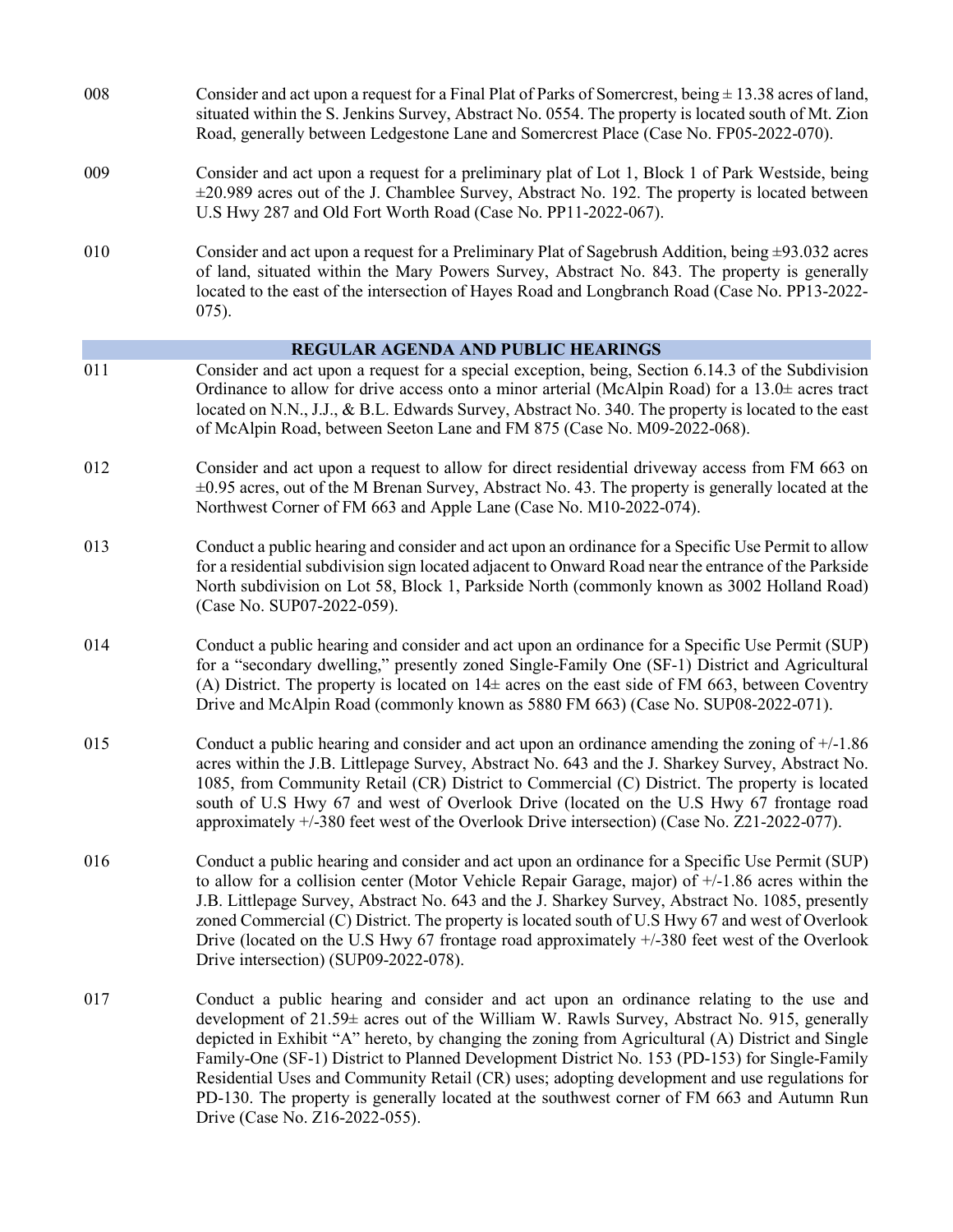008 Consider and act upon a request for a Final Plat of Parks of Somercrest, being ± 13.38 acres of land, situated within the S. Jenkins Survey, Abstract No. 0554. The property is located south of Mt. Zion Road, generally between Ledgestone Lane and Somercrest Place (Case No. FP05-2022-070).

009 Consider and act upon a request for a preliminary plat of Lot 1, Block 1 of Park Westside, being ±20.989 acres out of the J. Chamblee Survey, Abstract No. 192. The property is located between U.S Hwy 287 and Old Fort Worth Road (Case No. PP11-2022-067).

010 Consider and act upon a request for a Preliminary Plat of Sagebrush Addition, being ±93.032 acres of land, situated within the Mary Powers Survey, Abstract No. 843. The property is generally located to the east of the intersection of Hayes Road and Longbranch Road (Case No. PP13-2022-075).

## REGULAR AGENDA AND PUBLIC HEARINGS

011 Consider and act upon a request for a special exception, being, Section 6.14.3 of the Subdivision Ordinance to allow for drive access onto a minor arterial (McAlpin Road) for a 13.0± acres tract located on N.N., J.J., & B.L. Edwards Survey, Abstract No. 340. The property is located to the east of McAlpin Road, between Seeton Lane and FM 875 (Case No. M09-2022-068).

012 Consider and act upon a request to allow for direct residential driveway access from FM 663 on ±0.95 acres, out of the M Brenan Survey, Abstract No. 43. The property is generally located at the Northwest Corner of FM 663 and Apple Lane (Case No. M10-2022-074).

013 Conduct a public hearing and consider and act upon an ordinance for a Specific Use Permit to allow for a residential subdivision sign located adjacent to Onward Road near the entrance of the Parkside North subdivision on Lot 58, Block 1, Parkside North (commonly known as 3002 Holland Road) (Case No. SUP07-2022-059).

014 Conduct a public hearing and consider and act upon an ordinance for a Specific Use Permit (SUP) for a "secondary dwelling," presently zoned Single-Family One (SF-1) District and Agricultural (A) District. The property is located on 14± acres on the east side of FM 663, between Coventry Drive and McAlpin Road (commonly known as 5880 FM 663) (Case No. SUP08-2022-071).

015 Conduct a public hearing and consider and act upon an ordinance amending the zoning of +/-1.86 acres within the J.B. Littlepage Survey, Abstract No. 643 and the J. Sharkey Survey, Abstract No. 1085, from Community Retail (CR) District to Commercial (C) District. The property is located south of U.S Hwy 67 and west of Overlook Drive (located on the U.S Hwy 67 frontage road approximately +/-380 feet west of the Overlook Drive intersection) (Case No. Z21-2022-077).

016 Conduct a public hearing and consider and act upon an ordinance for a Specific Use Permit (SUP) to allow for a collision center (Motor Vehicle Repair Garage, major) of +/-1.86 acres within the J.B. Littlepage Survey, Abstract No. 643 and the J. Sharkey Survey, Abstract No. 1085, presently zoned Commercial (C) District. The property is located south of U.S Hwy 67 and west of Overlook Drive (located on the U.S Hwy 67 frontage road approximately +/-380 feet west of the Overlook Drive intersection) (SUP09-2022-078).

017 Conduct a public hearing and consider and act upon an ordinance relating to the use and development of 21.59± acres out of the William W. Rawls Survey, Abstract No. 915, generally depicted in Exhibit "A" hereto, by changing the zoning from Agricultural (A) District and Single Family-One (SF-1) District to Planned Development District No. 153 (PD-153) for Single-Family Residential Uses and Community Retail (CR) uses; adopting development and use regulations for PD-130. The property is generally located at the southwest corner of FM 663 and Autumn Run Drive (Case No. Z16-2022-055).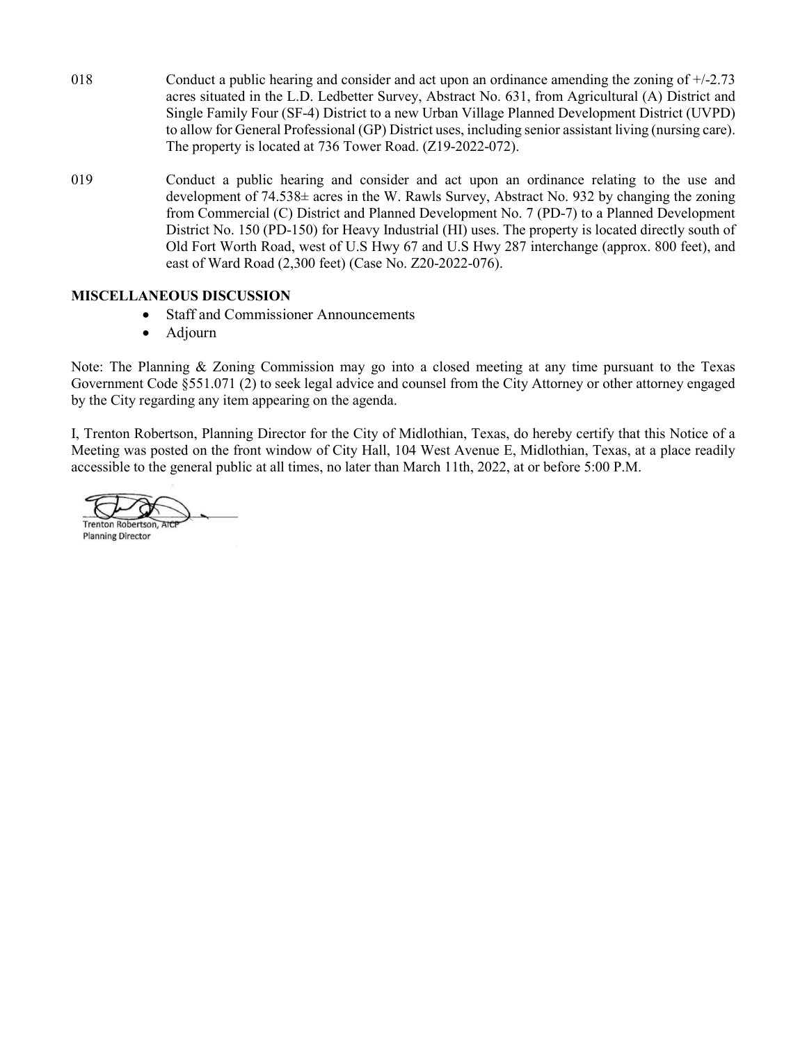018 Conduct a public hearing and consider and act upon an ordinance amending the zoning of +/-2.73 acres situated in the L.D. Ledbetter Survey, Abstract No. 631, from Agricultural (A) District and Single Family Four (SF-4) District to a new Urban Village Planned Development District (UVPD) to allow for General Professional (GP) District uses, including senior assistant living (nursing care). The property is located at 736 Tower Road. (Z19-2022-072).

019 Conduct a public hearing and consider and act upon an ordinance relating to the use and development of 74.538± acres in the W. Rawls Survey, Abstract No. 932 by changing the zoning from Commercial (C) District and Planned Development No. 7 (PD-7) to a Planned Development District No. 150 (PD-150) for Heavy Industrial (HI) uses. The property is located directly south of Old Fort Worth Road, west of U.S Hwy 67 and U.S Hwy 287 interchange (approx. 800 feet), and east of Ward Road (2,300 feet) (Case No. Z20-2022-076).

**MISCELLANEOUS DISCUSSION**

- Staff and Commissioner Announcements
- Adjourn

Note: The Planning & Zoning Commission may go into a closed meeting at any time pursuant to the Texas Government Code §551.071 (2) to seek legal advice and counsel from the City Attorney or other attorney engaged by the City regarding any item appearing on the agenda.

I, Trenton Robertson, Planning Director for the City of Midlothian, Texas, do hereby certify that this Notice of a Meeting was posted on the front window of City Hall, 104 West Avenue E, Midlothian, Texas, at a place readily accessible to the general public at all times, no later than March 11th, 2022, at or before 5:00 P.M.

Trenton Robertson, AICP
Planning Director